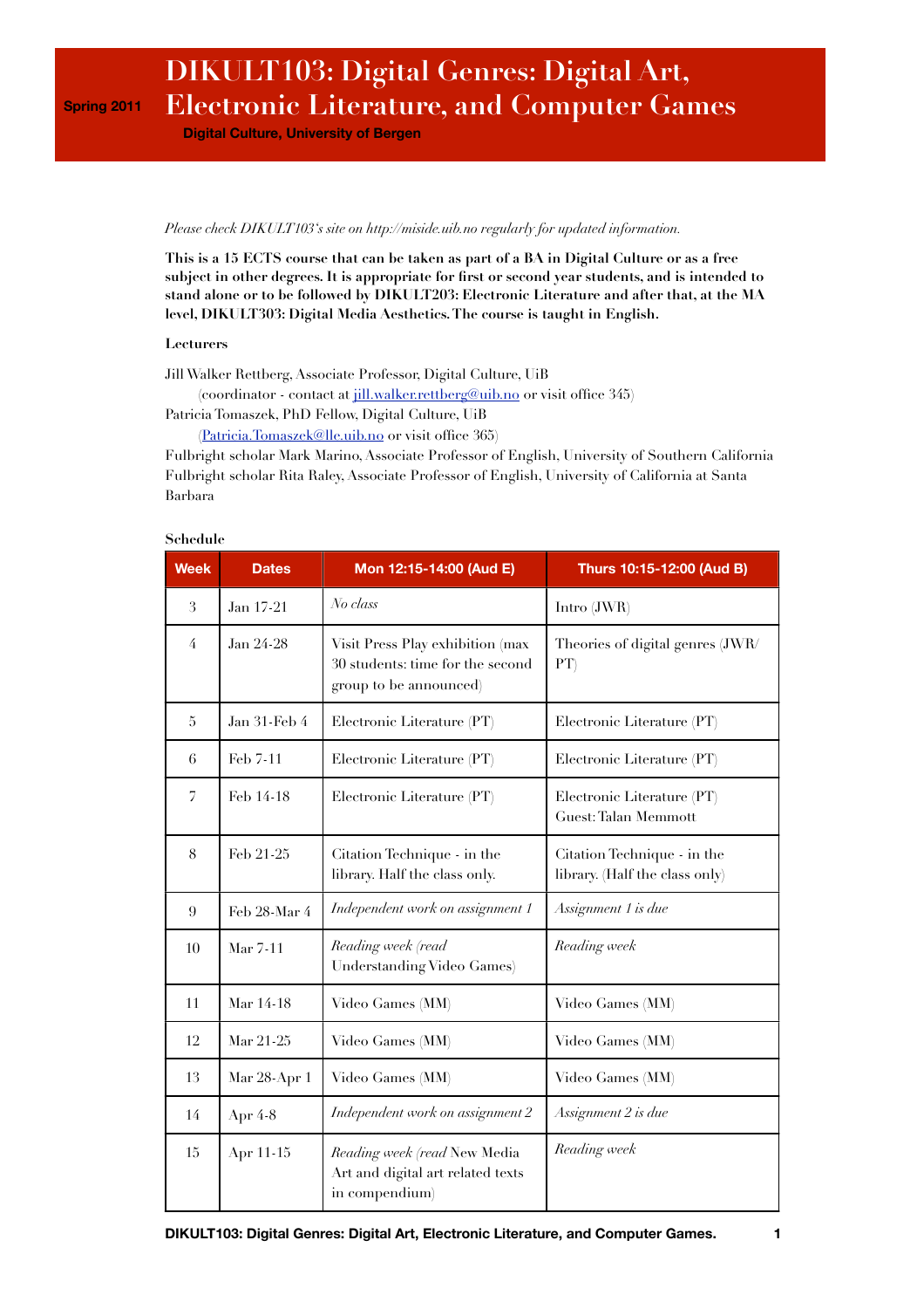Spring 2011

# DIKULT103: Digital Genres: Digital Art, Electronic Literature, and Computer Games

**Digital Culture, University of Bergen**

*Please check DIKULT103's site on http://miside.uib.no regularly for updated information.*

**This is a 15 ECTS course that can be taken as part of a BA in Digital Culture or as a free subject in other degrees. It is appropriate for first or second year students, and is intended to stand alone or to be followed by DIKULT203: Electronic Literature and after that, at the MA level, DIKULT303: Digital Media Aesthetics. The course is taught in English.**

**Lecturers**

Jill Walker Rettberg, Associate Professor, Digital Culture, UiB
(coordinator - contact at jill.walker.rettberg@uib.no or visit office 345)
Patricia Tomaszek, PhD Fellow, Digital Culture, UiB
(Patricia.Tomaszek@lle.uib.no or visit office 365)
Fulbright scholar Mark Marino, Associate Professor of English, University of Southern California
Fulbright scholar Rita Raley, Associate Professor of English, University of California at Santa Barbara

**Schedule**

| Week | Dates | Mon 12:15-14:00 (Aud E) | Thurs 10:15-12:00 (Aud B) |
|---|---|---|---|
| 3 | Jan 17-21 | *No class* | Intro (JWR) |
| 4 | Jan 24-28 | Visit Press Play exhibition (max 30 students: time for the second group to be announced) | Theories of digital genres (JWR/PT) |
| 5 | Jan 31-Feb 4 | Electronic Literature (PT) | Electronic Literature (PT) |
| 6 | Feb 7-11 | Electronic Literature (PT) | Electronic Literature (PT) |
| 7 | Feb 14-18 | Electronic Literature (PT) | Electronic Literature (PT) Guest: Talan Memmott |
| 8 | Feb 21-25 | Citation Technique - in the library. Half the class only. | Citation Technique - in the library. (Half the class only) |
| 9 | Feb 28-Mar 4 | *Independent work on assignment 1* | *Assignment 1 is due* |
| 10 | Mar 7-11 | *Reading week (read* Understanding Video Games) | *Reading week* |
| 11 | Mar 14-18 | Video Games (MM) | Video Games (MM) |
| 12 | Mar 21-25 | Video Games (MM) | Video Games (MM) |
| 13 | Mar 28-Apr 1 | Video Games (MM) | Video Games (MM) |
| 14 | Apr 4-8 | *Independent work on assignment 2* | *Assignment 2 is due* |
| 15 | Apr 11-15 | *Reading week (read* New Media Art and digital art related texts in compendium) | *Reading week* |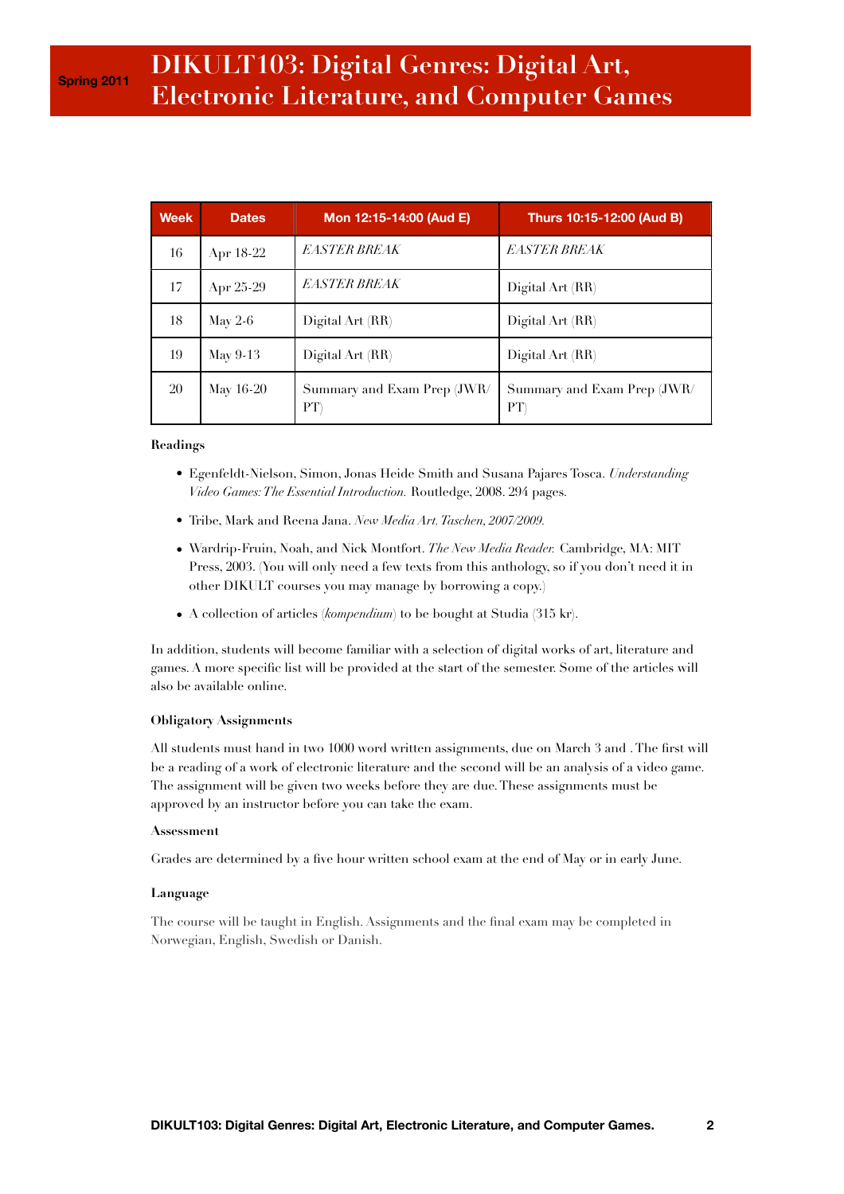| Week | Dates | Mon 12:15-14:00 (Aud E) | Thurs 10:15-12:00 (Aud B) |
|---|---|---|---|
| 16 | Apr 18-22 | *EASTER BREAK* | *EASTER BREAK* |
| 17 | Apr 25-29 | *EASTER BREAK* | Digital Art (RR) |
| 18 | May 2-6 | Digital Art (RR) | Digital Art (RR) |
| 19 | May 9-13 | Digital Art (RR) | Digital Art (RR) |
| 20 | May 16-20 | Summary and Exam Prep (JWR/PT) | Summary and Exam Prep (JWR/PT) |

**Readings**

- Egenfeldt-Nielson, Simon, Jonas Heide Smith and Susana Pajares Tosca. *Understanding Video Games: The Essential Introduction.* Routledge, 2008. 294 pages.
- Tribe, Mark and Reena Jana. *New Media Art. Taschen, 2007/2009.*
- Wardrip-Fruin, Noah, and Nick Montfort. *The New Media Reader.* Cambridge, MA: MIT Press, 2003. (You will only need a few texts from this anthology, so if you don't need it in other DIKULT courses you may manage by borrowing a copy.)
- A collection of articles (*kompendium*) to be bought at Studia (315 kr).

In addition, students will become familiar with a selection of digital works of art, literature and games. A more specific list will be provided at the start of the semester. Some of the articles will also be available online.

**Obligatory Assignments**

All students must hand in two 1000 word written assignments, due on March 3 and . The first will be a reading of a work of electronic literature and the second will be an analysis of a video game. The assignment will be given two weeks before they are due. These assignments must be approved by an instructor before you can take the exam.

**Assessment**

Grades are determined by a five hour written school exam at the end of May or in early June.

**Language**

The course will be taught in English. Assignments and the final exam may be completed in Norwegian, English, Swedish or Danish.